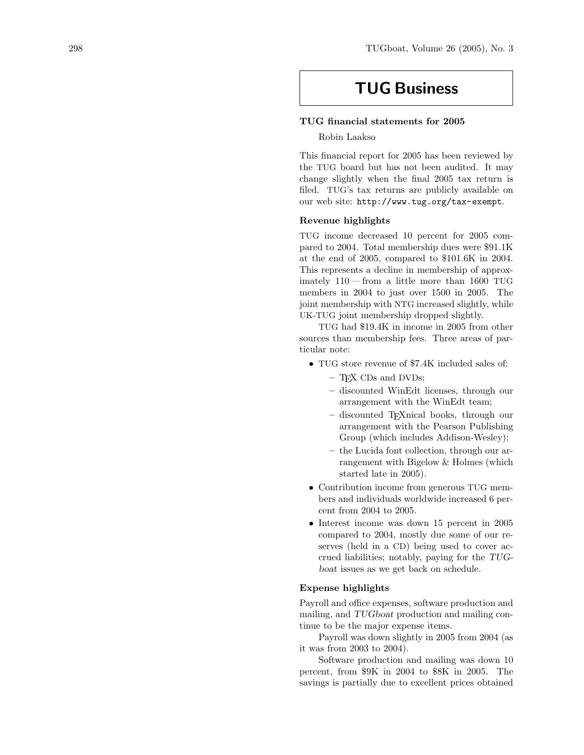# TUG Business

## TUG financial statements for 2005

Robin Laakso

This financial report for 2005 has been reviewed by the TUG board but has not been audited. It may change slightly when the final 2005 tax return is filed. TUG's tax returns are publicly available on our web site: http://www.tug.org/tax-exempt.

### Revenue highlights

TUG income decreased 10 percent for 2005 compared to 2004. Total membership dues were $91.1K at the end of 2005, compared to $101.6K in 2004. This represents a decline in membership of approximately 110 — from a little more than 1600 TUG members in 2004 to just over 1500 in 2005. The joint membership with NTG increased slightly, while UK-TUG joint membership dropped slightly.

TUG had $19.4K in income in 2005 from other sources than membership fees. Three areas of particular note:

- TUG store revenue of $7.4K included sales of:
  - TeX CDs and DVDs;
  - discounted WinEdt licenses, through our arrangement with the WinEdt team;
  - discounted TeXnical books, through our arrangement with the Pearson Publishing Group (which includes Addison-Wesley);
  - the Lucida font collection, through our arrangement with Bigelow & Holmes (which started late in 2005).
- Contribution income from generous TUG members and individuals worldwide increased 6 percent from 2004 to 2005.
- Interest income was down 15 percent in 2005 compared to 2004, mostly due some of our reserves (held in a CD) being used to cover accrued liabilities; notably, paying for the *TUGboat* issues as we get back on schedule.

### Expense highlights

Payroll and office expenses, software production and mailing, and *TUGboat* production and mailing continue to be the major expense items.

Payroll was down slightly in 2005 from 2004 (as it was from 2003 to 2004).

Software production and mailing was down 10 percent, from $9K in 2004 to $8K in 2005. The savings is partially due to excellent prices obtained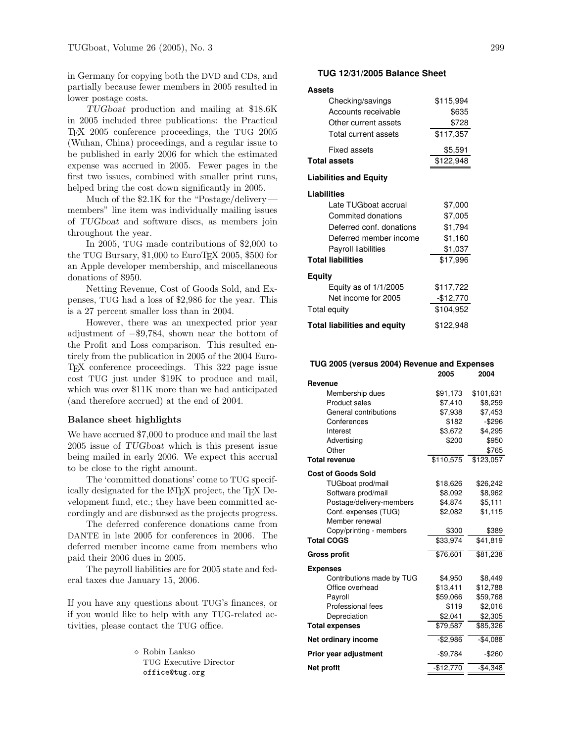in Germany for copying both the DVD and CDs, and partially because fewer members in 2005 resulted in lower postage costs.

*TUGboat* production and mailing at $18.6K in 2005 included three publications: the Practical TeX 2005 conference proceedings, the TUG 2005 (Wuhan, China) proceedings, and a regular issue to be published in early 2006 for which the estimated expense was accrued in 2005. Fewer pages in the first two issues, combined with smaller print runs, helped bring the cost down significantly in 2005.

Much of the $2.1K for the "Postage/delivery — members" line item was individually mailing issues of *TUGboat* and software discs, as members join throughout the year.

In 2005, TUG made contributions of $2,000 to the TUG Bursary, $1,000 to EuroTeX 2005, $500 for an Apple developer membership, and miscellaneous donations of $950.

Netting Revenue, Cost of Goods Sold, and Expenses, TUG had a loss of $2,986 for the year. This is a 27 percent smaller loss than in 2004.

However, there was an unexpected prior year adjustment of −$9,784, shown near the bottom of the Profit and Loss comparison. This resulted entirely from the publication in 2005 of the 2004 EuroTeX conference proceedings. This 322 page issue cost TUG just under $19K to produce and mail, which was over $11K more than we had anticipated (and therefore accrued) at the end of 2004.

### Balance sheet highlights

We have accrued $7,000 to produce and mail the last 2005 issue of *TUGboat* which is this present issue being mailed in early 2006. We expect this accrual to be close to the right amount.

The 'committed donations' come to TUG specifically designated for the LaTeX project, the TeX Development fund, etc.; they have been committed accordingly and are disbursed as the projects progress.

The deferred conference donations came from DANTE in late 2005 for conferences in 2006. The deferred member income came from members who paid their 2006 dues in 2005.

The payroll liabilities are for 2005 state and federal taxes due January 15, 2006.

If you have any questions about TUG's finances, or if you would like to help with any TUG-related activities, please contact the TUG office.

◇ Robin Laakso
TUG Executive Director
office@tug.org

**TUG 12/31/2005 Balance Sheet**

| | |
|---|---|
| **Assets** | |
| Checking/savings | $115,994 |
| Accounts receivable | $635 |
| Other current assets | $728 |
| Total current assets | $117,357 |
| Fixed assets | $5,591 |
| **Total assets** | $122,948 |
| **Liabilities and Equity** | |
| **Liabilities** | |
| Late TUGboat accrual | $7,000 |
| Commited donations | $7,005 |
| Deferred conf. donations | $1,794 |
| Deferred member income | $1,160 |
| Payroll liabilities | $1,037 |
| **Total liabilities** | $17,996 |
| **Equity** | |
| Equity as of 1/1/2005 | $117,722 |
| Net income for 2005 | -$12,770 |
| Total equity | $104,952 |
| **Total liabilities and equity** | $122,948 |

**TUG 2005 (versus 2004) Revenue and Expenses**

| | 2005 | 2004 |
|---|---|---|
| **Revenue** | | |
| Membership dues | $91,173 | $101,631 |
| Product sales | $7,410 | $8,259 |
| General contributions | $7,938 | $7,453 |
| Conferences | $182 | -$296 |
| Interest | $3,672 | $4,295 |
| Advertising | $200 | $950 |
| Other | | $765 |
| **Total revenue** | $110,575 | $123,057 |
| **Cost of Goods Sold** | | |
| TUGboat prod/mail | $18,626 | $26,242 |
| Software prod/mail | $8,092 | $8,962 |
| Postage/delivery-members | $4,874 | $5,111 |
| Conf. expenses (TUG) | $2,082 | $1,115 |
| Member renewal | | |
| Copy/printing - members | $300 | $389 |
| **Total COGS** | $33,974 | $41,819 |
| **Gross profit** | $76,601 | $81,238 |
| **Expenses** | | |
| Contributions made by TUG | $4,950 | $8,449 |
| Office overhead | $13,411 | $12,788 |
| Payroll | $59,066 | $59,768 |
| Professional fees | $119 | $2,016 |
| Depreciation | $2,041 | $2,305 |
| **Total expenses** | $79,587 | $85,326 |
| **Net ordinary income** | -$2,986 | -$4,088 |
| **Prior year adjustment** | -$9,784 | -$260 |
| **Net profit** | -$12,770 | -$4,348 |